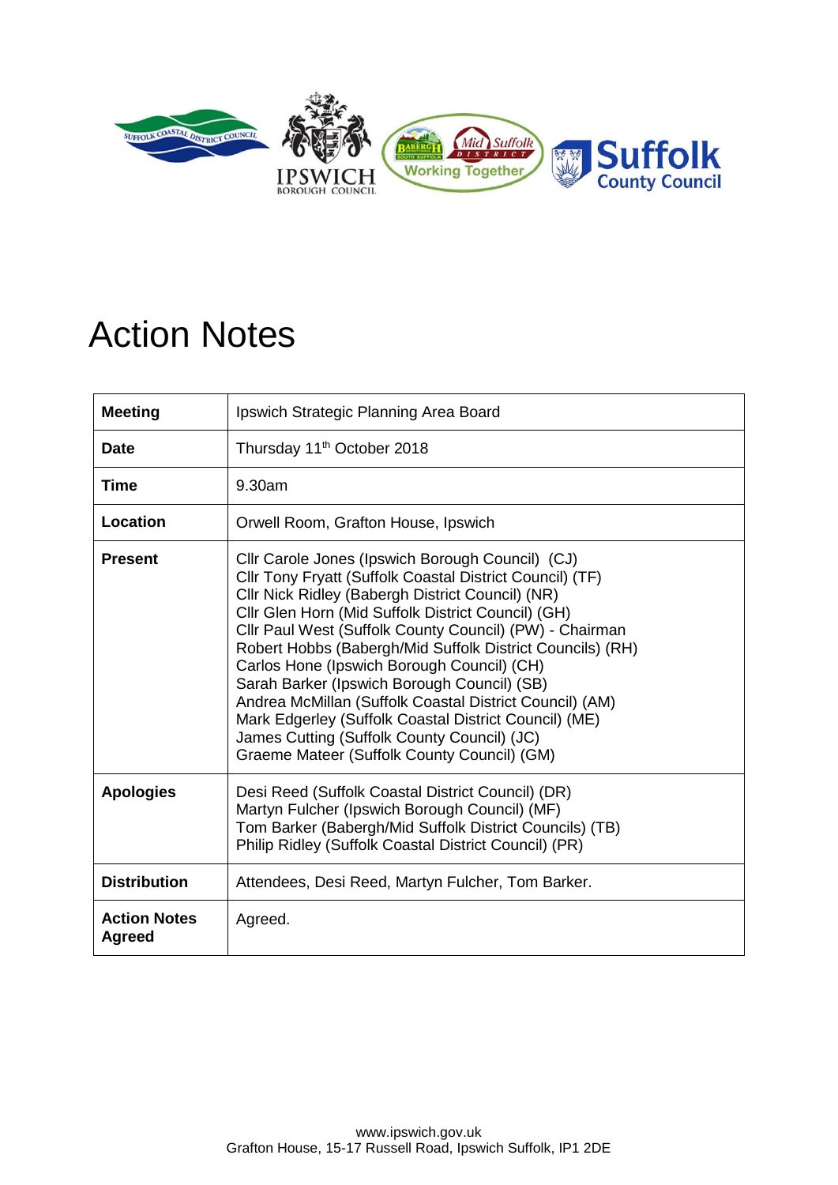# Action Notes

| Meeting | Ipswich Strategic Planning Area Board |
|---|---|
| **Date** | Thursday 11th October 2018 |
| **Time** | 9.30am |
| **Location** | Orwell Room, Grafton House, Ipswich |
| **Present** | Cllr Carole Jones (Ipswich Borough Council) (CJ)<br>Cllr Tony Fryatt (Suffolk Coastal District Council) (TF)<br>Cllr Nick Ridley (Babergh District Council) (NR)<br>Cllr Glen Horn (Mid Suffolk District Council) (GH)<br>Cllr Paul West (Suffolk County Council) (PW) - Chairman<br>Robert Hobbs (Babergh/Mid Suffolk District Councils) (RH)<br>Carlos Hone (Ipswich Borough Council) (CH)<br>Sarah Barker (Ipswich Borough Council) (SB)<br>Andrea McMillan (Suffolk Coastal District Council) (AM)<br>Mark Edgerley (Suffolk Coastal District Council) (ME)<br>James Cutting (Suffolk County Council) (JC)<br>Graeme Mateer (Suffolk County Council) (GM) |
| **Apologies** | Desi Reed (Suffolk Coastal District Council) (DR)<br>Martyn Fulcher (Ipswich Borough Council) (MF)<br>Tom Barker (Babergh/Mid Suffolk District Councils) (TB)<br>Philip Ridley (Suffolk Coastal District Council) (PR) |
| **Distribution** | Attendees, Desi Reed, Martyn Fulcher, Tom Barker. |
| **Action Notes Agreed** | Agreed. |

www.ipswich.gov.uk
Grafton House, 15-17 Russell Road, Ipswich Suffolk, IP1 2DE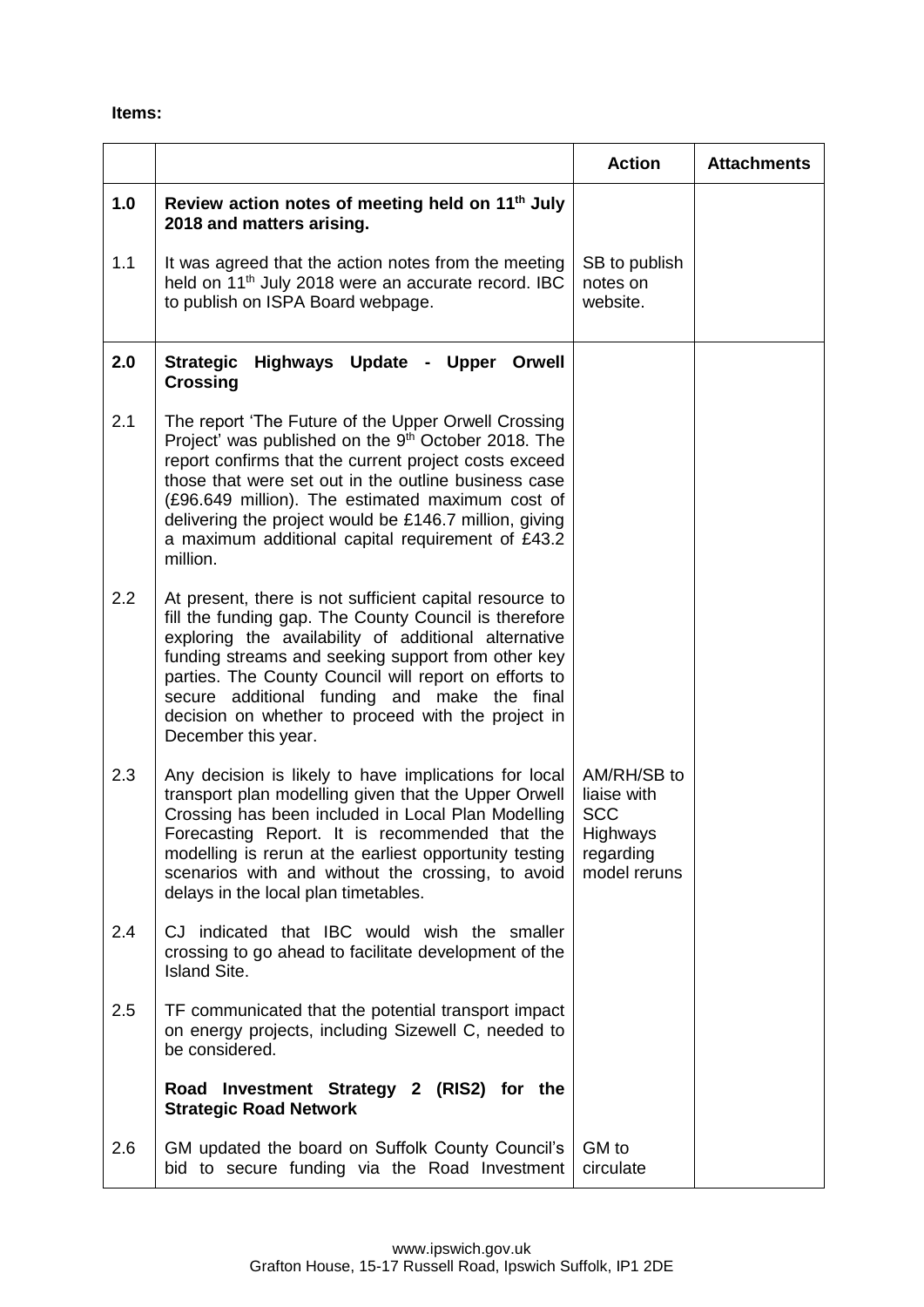**Items:**

| | | Action | Attachments |
|---|---|---|---|
| **1.0** | **Review action notes of meeting held on 11th July 2018 and matters arising.** | | |
| 1.1 | It was agreed that the action notes from the meeting held on 11th July 2018 were an accurate record. IBC to publish on ISPA Board webpage. | SB to publish notes on website. | |
| **2.0** | **Strategic Highways Update - Upper Orwell Crossing** | | |
| 2.1 | The report 'The Future of the Upper Orwell Crossing Project' was published on the 9th October 2018. The report confirms that the current project costs exceed those that were set out in the outline business case (£96.649 million). The estimated maximum cost of delivering the project would be £146.7 million, giving a maximum additional capital requirement of £43.2 million. | | |
| 2.2 | At present, there is not sufficient capital resource to fill the funding gap. The County Council is therefore exploring the availability of additional alternative funding streams and seeking support from other key parties. The County Council will report on efforts to secure additional funding and make the final decision on whether to proceed with the project in December this year. | | |
| 2.3 | Any decision is likely to have implications for local transport plan modelling given that the Upper Orwell Crossing has been included in Local Plan Modelling Forecasting Report. It is recommended that the modelling is rerun at the earliest opportunity testing scenarios with and without the crossing, to avoid delays in the local plan timetables. | AM/RH/SB to liaise with SCC Highways regarding model reruns | |
| 2.4 | CJ indicated that IBC would wish the smaller crossing to go ahead to facilitate development of the Island Site. | | |
| 2.5 | TF communicated that the potential transport impact on energy projects, including Sizewell C, needed to be considered. | | |
| | **Road Investment Strategy 2 (RIS2) for the Strategic Road Network** | | |
| 2.6 | GM updated the board on Suffolk County Council's bid to secure funding via the Road Investment | GM to circulate | |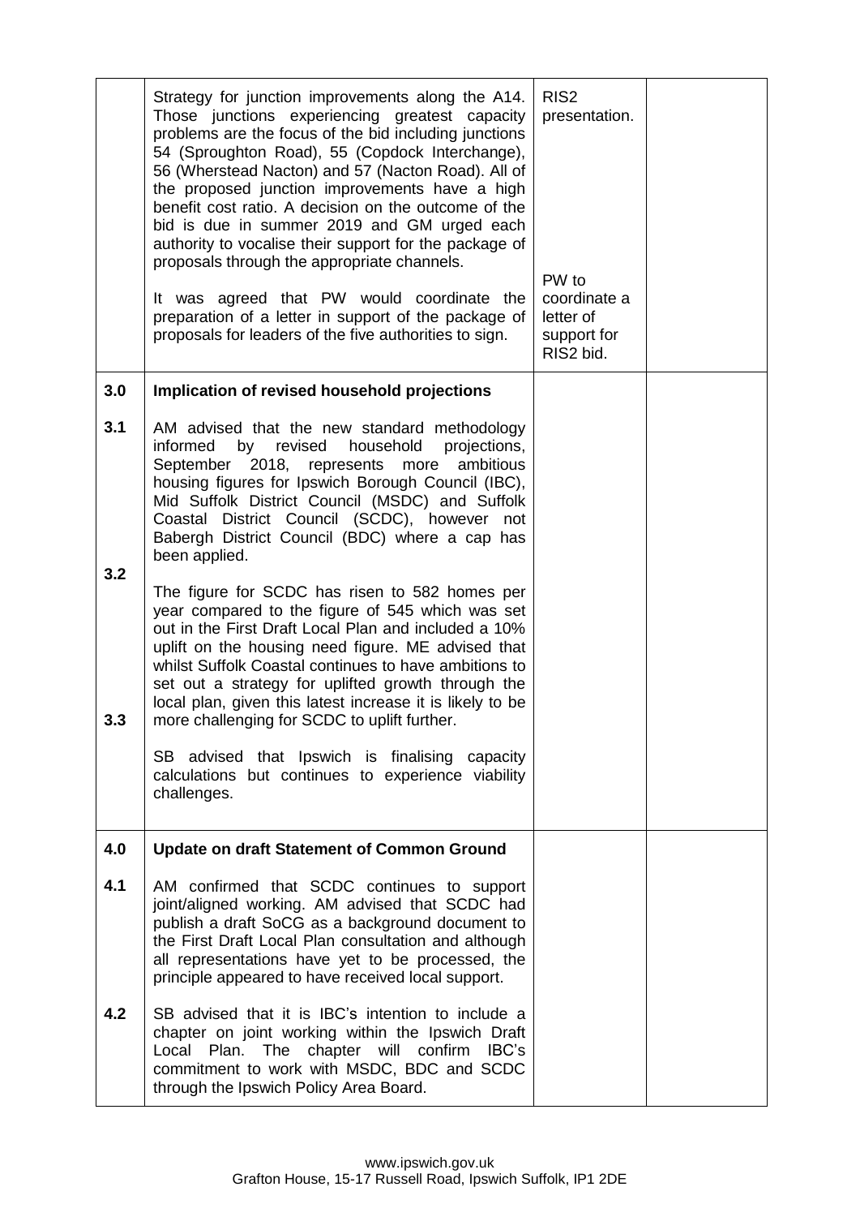| | | | |
|---|---|---|---|
| | Strategy for junction improvements along the A14. Those junctions experiencing greatest capacity problems are the focus of the bid including junctions 54 (Sproughton Road), 55 (Copdock Interchange), 56 (Wherstead Nacton) and 57 (Nacton Road). All of the proposed junction improvements have a high benefit cost ratio. A decision on the outcome of the bid is due in summer 2019 and GM urged each authority to vocalise their support for the package of proposals through the appropriate channels.<br><br>It was agreed that PW would coordinate the preparation of a letter in support of the package of proposals for leaders of the five authorities to sign. | RIS2 presentation.<br><br>PW to coordinate a letter of support for RIS2 bid. | |
| **3.0** | **Implication of revised household projections** | | |
| 3.1 | AM advised that the new standard methodology informed by revised household projections, September 2018, represents more ambitious housing figures for Ipswich Borough Council (IBC), Mid Suffolk District Council (MSDC) and Suffolk Coastal District Council (SCDC), however not Babergh District Council (BDC) where a cap has been applied. | | |
| 3.2 | The figure for SCDC has risen to 582 homes per year compared to the figure of 545 which was set out in the First Draft Local Plan and included a 10% uplift on the housing need figure. ME advised that whilst Suffolk Coastal continues to have ambitions to set out a strategy for uplifted growth through the local plan, given this latest increase it is likely to be more challenging for SCDC to uplift further. | | |
| 3.3 | SB advised that Ipswich is finalising capacity calculations but continues to experience viability challenges. | | |
| **4.0** | **Update on draft Statement of Common Ground** | | |
| 4.1 | AM confirmed that SCDC continues to support joint/aligned working. AM advised that SCDC had publish a draft SoCG as a background document to the First Draft Local Plan consultation and although all representations have yet to be processed, the principle appeared to have received local support. | | |
| 4.2 | SB advised that it is IBC's intention to include a chapter on joint working within the Ipswich Draft Local Plan. The chapter will confirm IBC's commitment to work with MSDC, BDC and SCDC through the Ipswich Policy Area Board. | | |

www.ipswich.gov.uk
Grafton House, 15-17 Russell Road, Ipswich Suffolk, IP1 2DE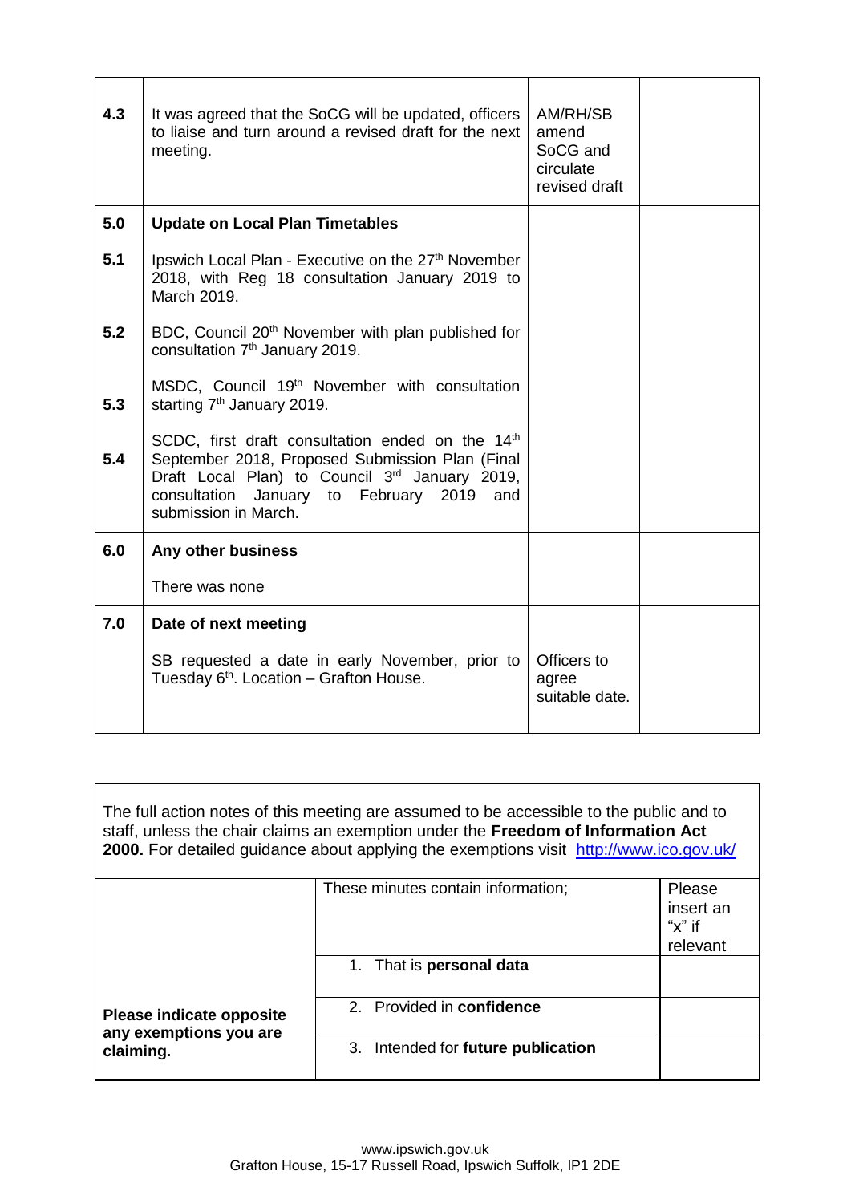| | | | |
|---|---|---|---|
| 4.3 | It was agreed that the SoCG will be updated, officers to liaise and turn around a revised draft for the next meeting. | AM/RH/SB amend SoCG and circulate revised draft | |
| 5.0 | **Update on Local Plan Timetables** | | |
| 5.1 | Ipswich Local Plan - Executive on the 27th November 2018, with Reg 18 consultation January 2019 to March 2019. | | |
| 5.2 | BDC, Council 20th November with plan published for consultation 7th January 2019. | | |
| 5.3 | MSDC, Council 19th November with consultation starting 7th January 2019. | | |
| 5.4 | SCDC, first draft consultation ended on the 14th September 2018, Proposed Submission Plan (Final Draft Local Plan) to Council 3rd January 2019, consultation January to February 2019 and submission in March. | | |
| 6.0 | **Any other business**<br><br>There was none | | |
| 7.0 | **Date of next meeting**<br><br>SB requested a date in early November, prior to Tuesday 6th. Location – Grafton House. | Officers to agree suitable date. | |

The full action notes of this meeting are assumed to be accessible to the public and to staff, unless the chair claims an exemption under the **Freedom of Information Act 2000.** For detailed guidance about applying the exemptions visit http://www.ico.gov.uk/

| | These minutes contain information; | Please insert an "x" if relevant |
|---|---|---|
| **Please indicate opposite any exemptions you are claiming.** | 1. That is **personal data** | |
| | 2. Provided in **confidence** | |
| | 3. Intended for **future publication** | |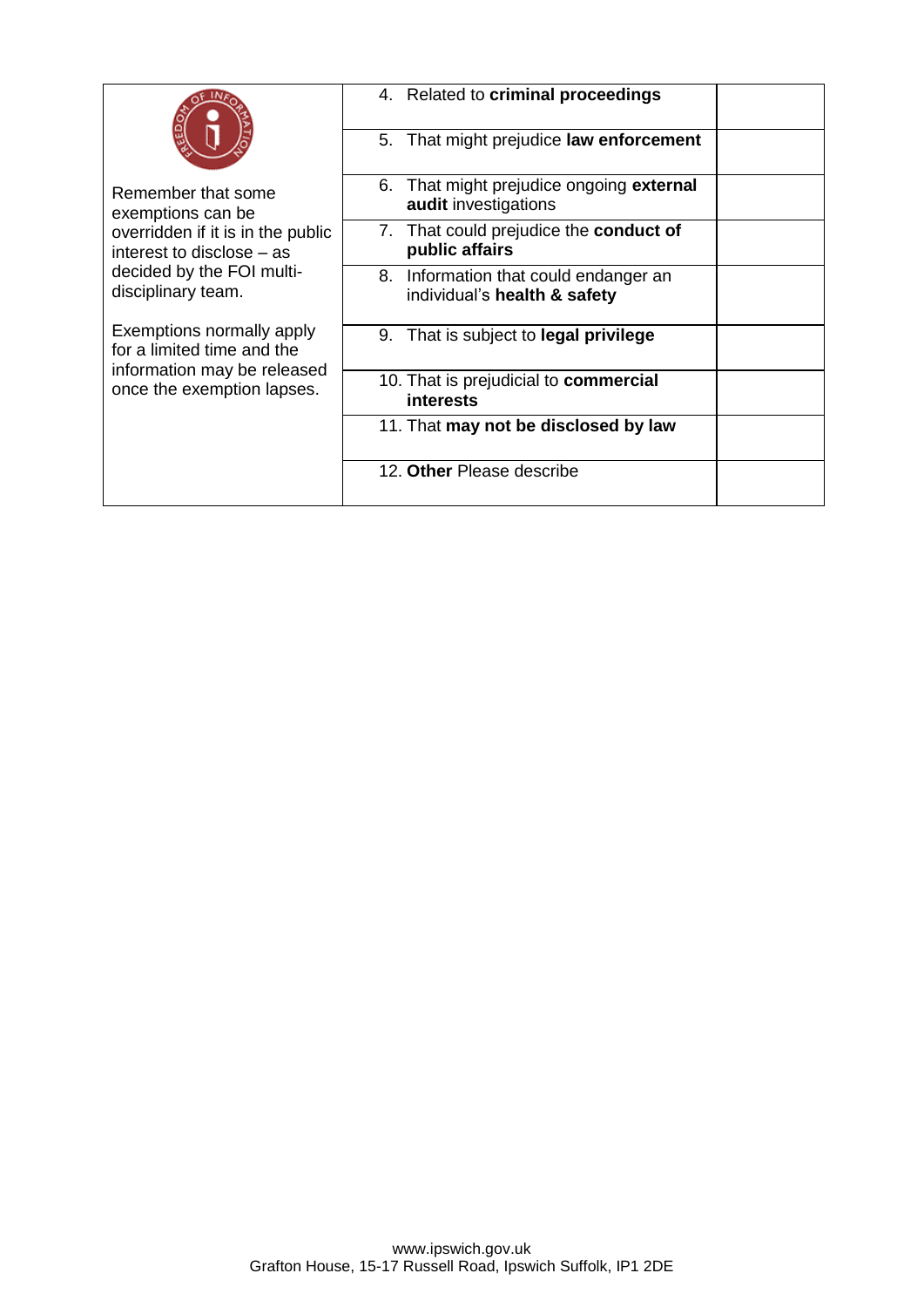| | | |
|---|---|---|
| Remember that some exemptions can be overridden if it is in the public interest to disclose – as decided by the FOI multi-disciplinary team. | 4. Related to **criminal proceedings** | |
| Exemptions normally apply for a limited time and the information may be released once the exemption lapses. | 5. That might prejudice **law enforcement** | |
| | 6. That might prejudice ongoing **external audit** investigations | |
| | 7. That could prejudice the **conduct of public affairs** | |
| | 8. Information that could endanger an individual's **health & safety** | |
| | 9. That is subject to **legal privilege** | |
| | 10. That is prejudicial to **commercial interests** | |
| | 11. That **may not be disclosed by law** | |
| | 12. **Other** Please describe | |

www.ipswich.gov.uk
Grafton House, 15-17 Russell Road, Ipswich Suffolk, IP1 2DE